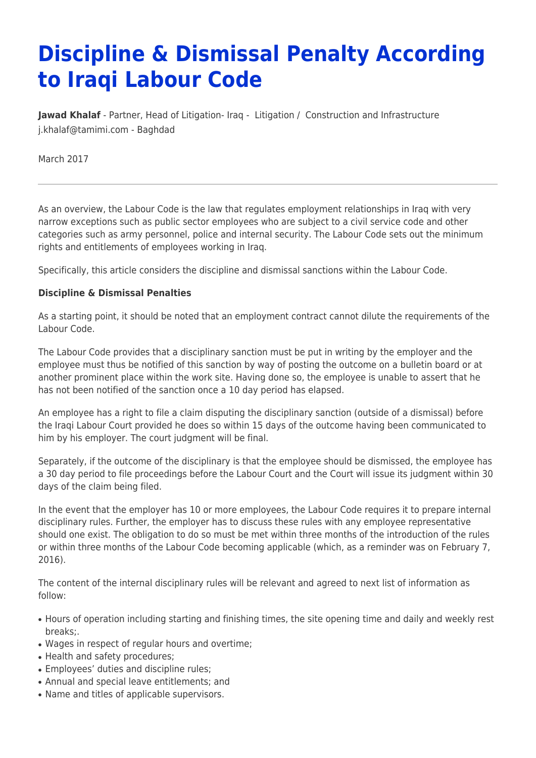# Discipline & Dismissal Penalty According to Iraqi Labour Code

**Jawad Khalaf** - Partner, Head of Litigation- Iraq - Litigation / Construction and Infrastructure
j.khalaf@tamimi.com - Baghdad

March 2017

---

As an overview, the Labour Code is the law that regulates employment relationships in Iraq with very narrow exceptions such as public sector employees who are subject to a civil service code and other categories such as army personnel, police and internal security. The Labour Code sets out the minimum rights and entitlements of employees working in Iraq.

Specifically, this article considers the discipline and dismissal sanctions within the Labour Code.

**Discipline & Dismissal Penalties**

As a starting point, it should be noted that an employment contract cannot dilute the requirements of the Labour Code.

The Labour Code provides that a disciplinary sanction must be put in writing by the employer and the employee must thus be notified of this sanction by way of posting the outcome on a bulletin board or at another prominent place within the work site. Having done so, the employee is unable to assert that he has not been notified of the sanction once a 10 day period has elapsed.

An employee has a right to file a claim disputing the disciplinary sanction (outside of a dismissal) before the Iraqi Labour Court provided he does so within 15 days of the outcome having been communicated to him by his employer. The court judgment will be final.

Separately, if the outcome of the disciplinary is that the employee should be dismissed, the employee has a 30 day period to file proceedings before the Labour Court and the Court will issue its judgment within 30 days of the claim being filed.

In the event that the employer has 10 or more employees, the Labour Code requires it to prepare internal disciplinary rules. Further, the employer has to discuss these rules with any employee representative should one exist. The obligation to do so must be met within three months of the introduction of the rules or within three months of the Labour Code becoming applicable (which, as a reminder was on February 7, 2016).

The content of the internal disciplinary rules will be relevant and agreed to next list of information as follow:

- Hours of operation including starting and finishing times, the site opening time and daily and weekly rest breaks;.
- Wages in respect of regular hours and overtime;
- Health and safety procedures;
- Employees' duties and discipline rules;
- Annual and special leave entitlements; and
- Name and titles of applicable supervisors.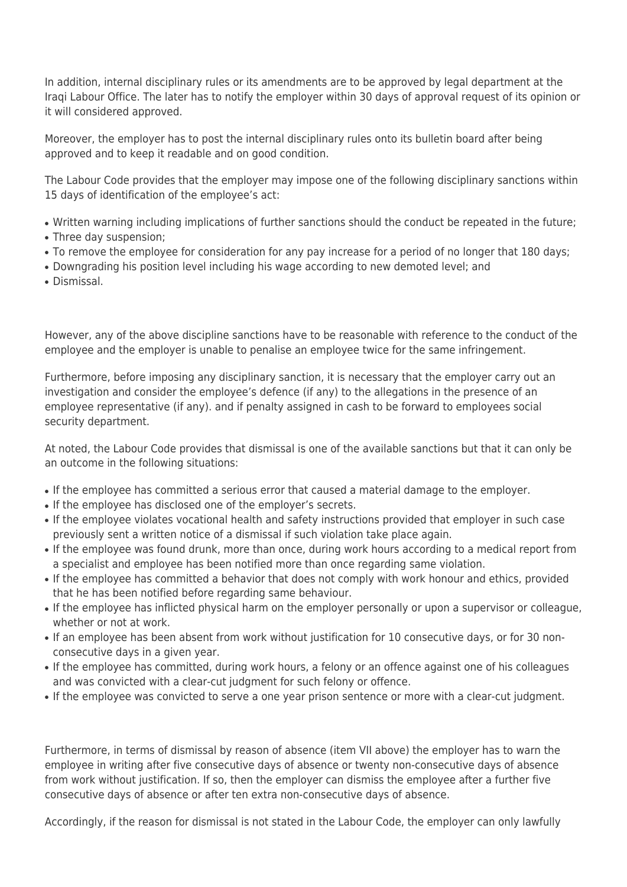In addition, internal disciplinary rules or its amendments are to be approved by legal department at the Iraqi Labour Office. The later has to notify the employer within 30 days of approval request of its opinion or it will considered approved.

Moreover, the employer has to post the internal disciplinary rules onto its bulletin board after being approved and to keep it readable and on good condition.

The Labour Code provides that the employer may impose one of the following disciplinary sanctions within 15 days of identification of the employee's act:

- Written warning including implications of further sanctions should the conduct be repeated in the future;
- Three day suspension;
- To remove the employee for consideration for any pay increase for a period of no longer that 180 days;
- Downgrading his position level including his wage according to new demoted level; and
- Dismissal.

However, any of the above discipline sanctions have to be reasonable with reference to the conduct of the employee and the employer is unable to penalise an employee twice for the same infringement.

Furthermore, before imposing any disciplinary sanction, it is necessary that the employer carry out an investigation and consider the employee's defence (if any) to the allegations in the presence of an employee representative (if any). and if penalty assigned in cash to be forward to employees social security department.

At noted, the Labour Code provides that dismissal is one of the available sanctions but that it can only be an outcome in the following situations:

- If the employee has committed a serious error that caused a material damage to the employer.
- If the employee has disclosed one of the employer's secrets.
- If the employee violates vocational health and safety instructions provided that employer in such case previously sent a written notice of a dismissal if such violation take place again.
- If the employee was found drunk, more than once, during work hours according to a medical report from a specialist and employee has been notified more than once regarding same violation.
- If the employee has committed a behavior that does not comply with work honour and ethics, provided that he has been notified before regarding same behaviour.
- If the employee has inflicted physical harm on the employer personally or upon a supervisor or colleague, whether or not at work.
- If an employee has been absent from work without justification for 10 consecutive days, or for 30 non-consecutive days in a given year.
- If the employee has committed, during work hours, a felony or an offence against one of his colleagues and was convicted with a clear-cut judgment for such felony or offence.
- If the employee was convicted to serve a one year prison sentence or more with a clear-cut judgment.

Furthermore, in terms of dismissal by reason of absence (item VII above) the employer has to warn the employee in writing after five consecutive days of absence or twenty non-consecutive days of absence from work without justification. If so, then the employer can dismiss the employee after a further five consecutive days of absence or after ten extra non-consecutive days of absence.

Accordingly, if the reason for dismissal is not stated in the Labour Code, the employer can only lawfully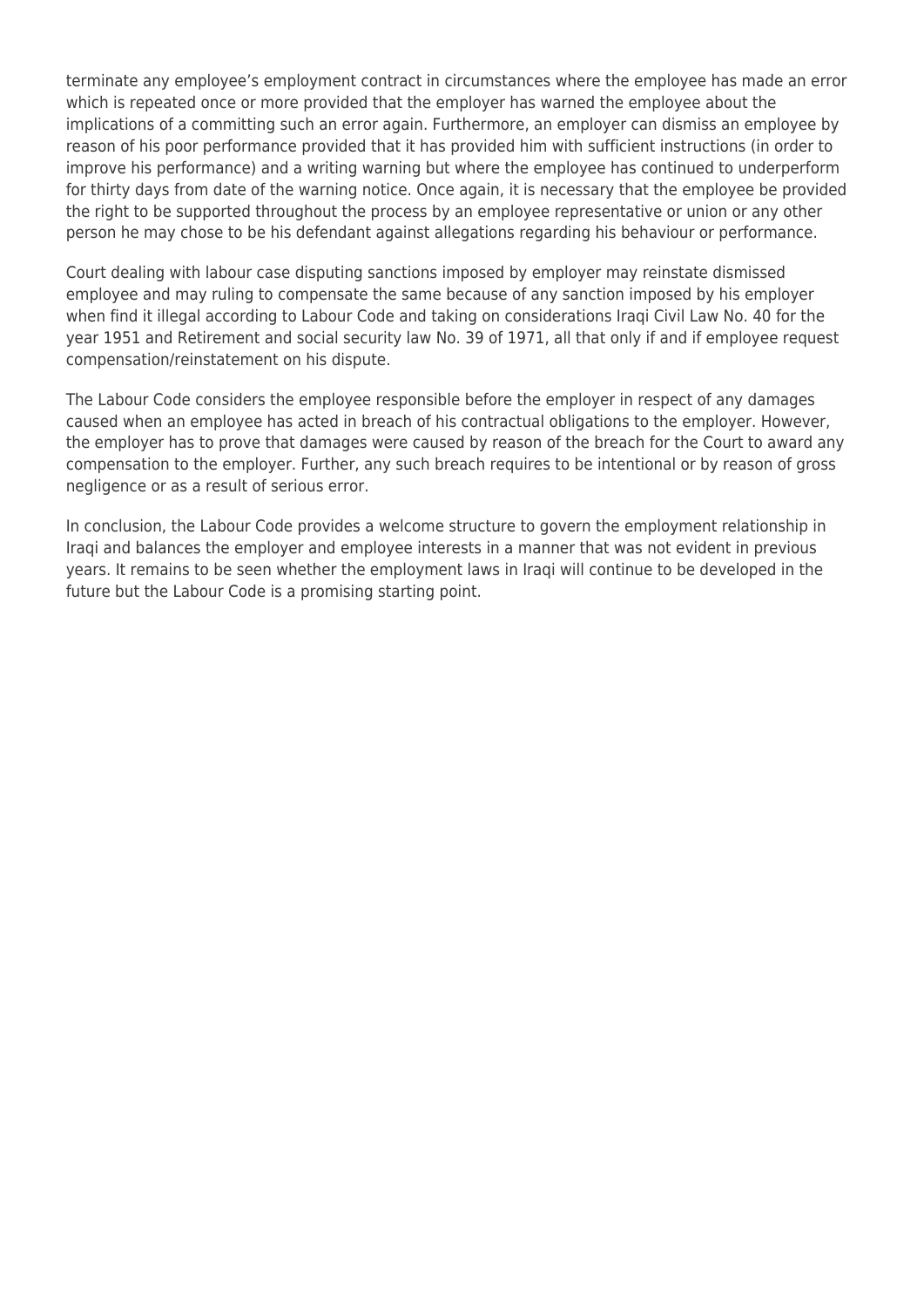terminate any employee's employment contract in circumstances where the employee has made an error which is repeated once or more provided that the employer has warned the employee about the implications of a committing such an error again. Furthermore, an employer can dismiss an employee by reason of his poor performance provided that it has provided him with sufficient instructions (in order to improve his performance) and a writing warning but where the employee has continued to underperform for thirty days from date of the warning notice. Once again, it is necessary that the employee be provided the right to be supported throughout the process by an employee representative or union or any other person he may chose to be his defendant against allegations regarding his behaviour or performance.

Court dealing with labour case disputing sanctions imposed by employer may reinstate dismissed employee and may ruling to compensate the same because of any sanction imposed by his employer when find it illegal according to Labour Code and taking on considerations Iraqi Civil Law No. 40 for the year 1951 and Retirement and social security law No. 39 of 1971, all that only if and if employee request compensation/reinstatement on his dispute.

The Labour Code considers the employee responsible before the employer in respect of any damages caused when an employee has acted in breach of his contractual obligations to the employer. However, the employer has to prove that damages were caused by reason of the breach for the Court to award any compensation to the employer. Further, any such breach requires to be intentional or by reason of gross negligence or as a result of serious error.

In conclusion, the Labour Code provides a welcome structure to govern the employment relationship in Iraqi and balances the employer and employee interests in a manner that was not evident in previous years. It remains to be seen whether the employment laws in Iraqi will continue to be developed in the future but the Labour Code is a promising starting point.